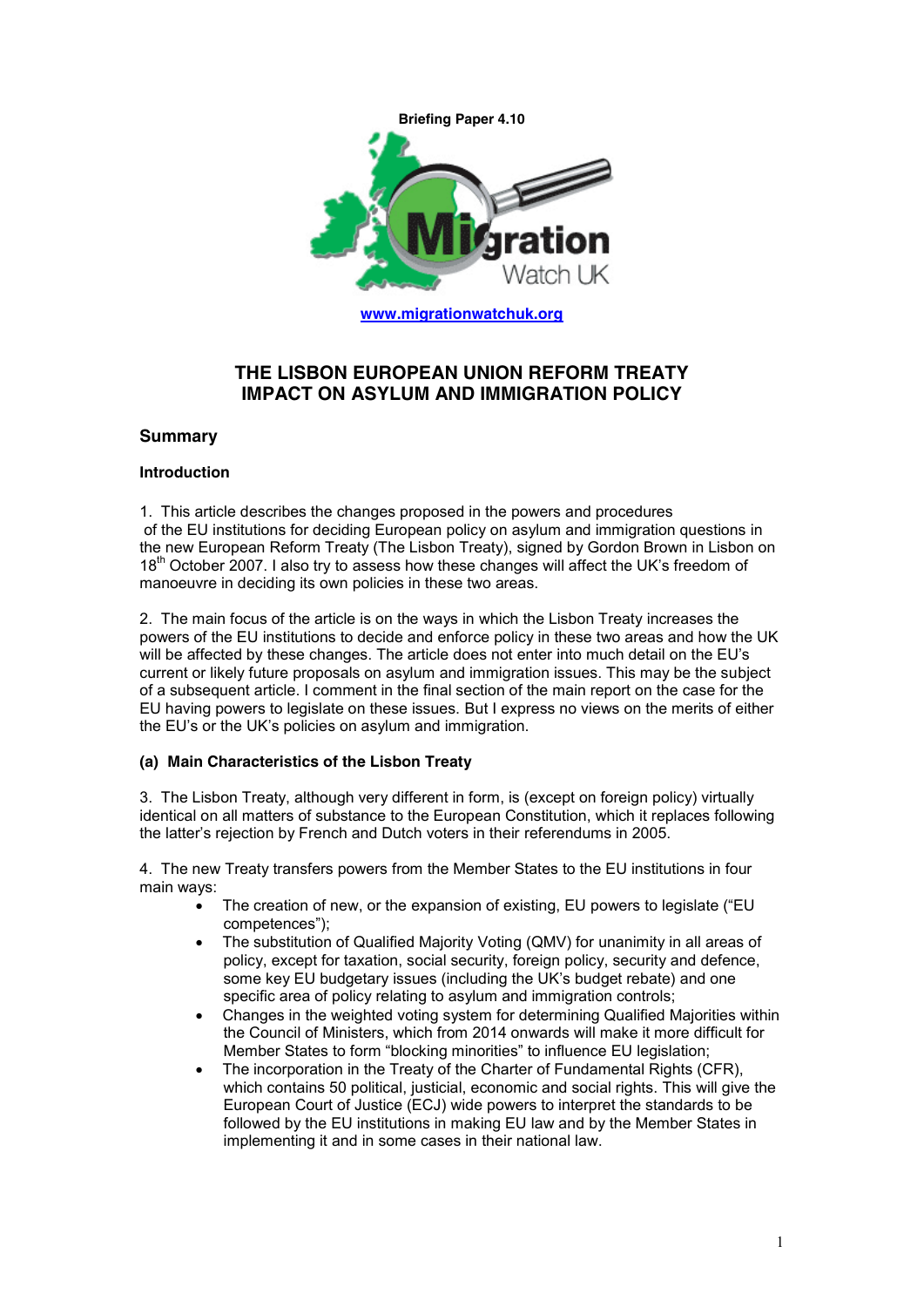Briefing Paper 4.10

www.migrationwatchuk.org

# THE LISBON EUROPEAN UNION REFORM TREATY IMPACT ON ASYLUM AND IMMIGRATION POLICY

## Summary

### Introduction

1. This article describes the changes proposed in the powers and procedures of the EU institutions for deciding European policy on asylum and immigration questions in the new European Reform Treaty (The Lisbon Treaty), signed by Gordon Brown in Lisbon on 18th October 2007. I also try to assess how these changes will affect the UK's freedom of manoeuvre in deciding its own policies in these two areas.

2. The main focus of the article is on the ways in which the Lisbon Treaty increases the powers of the EU institutions to decide and enforce policy in these two areas and how the UK will be affected by these changes. The article does not enter into much detail on the EU's current or likely future proposals on asylum and immigration issues. This may be the subject of a subsequent article. I comment in the final section of the main report on the case for the EU having powers to legislate on these issues. But I express no views on the merits of either the EU's or the UK's policies on asylum and immigration.

### (a) Main Characteristics of the Lisbon Treaty

3. The Lisbon Treaty, although very different in form, is (except on foreign policy) virtually identical on all matters of substance to the European Constitution, which it replaces following the latter's rejection by French and Dutch voters in their referendums in 2005.

4. The new Treaty transfers powers from the Member States to the EU institutions in four main ways:

- The creation of new, or the expansion of existing, EU powers to legislate ("EU competences");
- The substitution of Qualified Majority Voting (QMV) for unanimity in all areas of policy, except for taxation, social security, foreign policy, security and defence, some key EU budgetary issues (including the UK's budget rebate) and one specific area of policy relating to asylum and immigration controls;
- Changes in the weighted voting system for determining Qualified Majorities within the Council of Ministers, which from 2014 onwards will make it more difficult for Member States to form "blocking minorities" to influence EU legislation;
- The incorporation in the Treaty of the Charter of Fundamental Rights (CFR), which contains 50 political, justicial, economic and social rights. This will give the European Court of Justice (ECJ) wide powers to interpret the standards to be followed by the EU institutions in making EU law and by the Member States in implementing it and in some cases in their national law.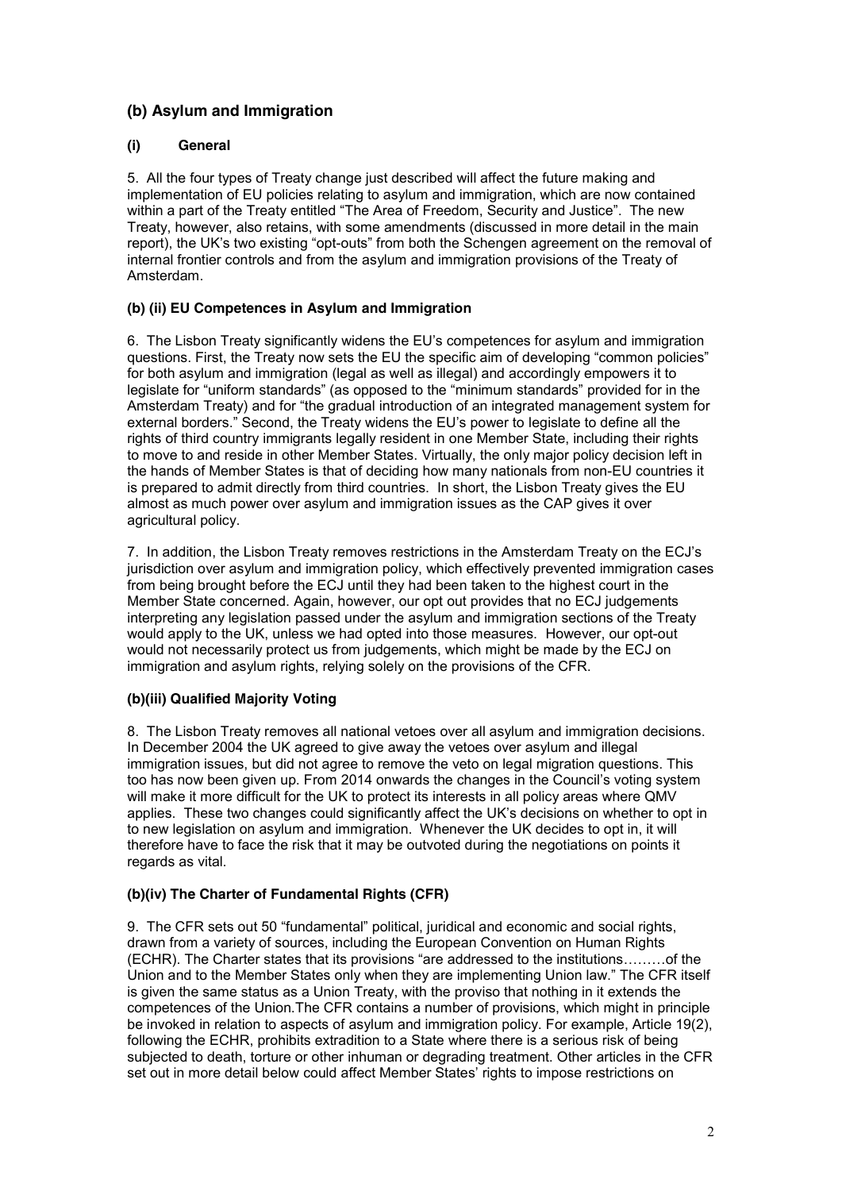## (b) Asylum and Immigration

### (i) General

5. All the four types of Treaty change just described will affect the future making and implementation of EU policies relating to asylum and immigration, which are now contained within a part of the Treaty entitled "The Area of Freedom, Security and Justice". The new Treaty, however, also retains, with some amendments (discussed in more detail in the main report), the UK's two existing "opt-outs" from both the Schengen agreement on the removal of internal frontier controls and from the asylum and immigration provisions of the Treaty of Amsterdam.

### (b) (ii) EU Competences in Asylum and Immigration

6. The Lisbon Treaty significantly widens the EU's competences for asylum and immigration questions. First, the Treaty now sets the EU the specific aim of developing "common policies" for both asylum and immigration (legal as well as illegal) and accordingly empowers it to legislate for "uniform standards" (as opposed to the "minimum standards" provided for in the Amsterdam Treaty) and for "the gradual introduction of an integrated management system for external borders." Second, the Treaty widens the EU's power to legislate to define all the rights of third country immigrants legally resident in one Member State, including their rights to move to and reside in other Member States. Virtually, the only major policy decision left in the hands of Member States is that of deciding how many nationals from non-EU countries it is prepared to admit directly from third countries. In short, the Lisbon Treaty gives the EU almost as much power over asylum and immigration issues as the CAP gives it over agricultural policy.

7. In addition, the Lisbon Treaty removes restrictions in the Amsterdam Treaty on the ECJ's jurisdiction over asylum and immigration policy, which effectively prevented immigration cases from being brought before the ECJ until they had been taken to the highest court in the Member State concerned. Again, however, our opt out provides that no ECJ judgements interpreting any legislation passed under the asylum and immigration sections of the Treaty would apply to the UK, unless we had opted into those measures. However, our opt-out would not necessarily protect us from judgements, which might be made by the ECJ on immigration and asylum rights, relying solely on the provisions of the CFR.

### (b)(iii) Qualified Majority Voting

8. The Lisbon Treaty removes all national vetoes over all asylum and immigration decisions. In December 2004 the UK agreed to give away the vetoes over asylum and illegal immigration issues, but did not agree to remove the veto on legal migration questions. This too has now been given up. From 2014 onwards the changes in the Council's voting system will make it more difficult for the UK to protect its interests in all policy areas where QMV applies. These two changes could significantly affect the UK's decisions on whether to opt in to new legislation on asylum and immigration. Whenever the UK decides to opt in, it will therefore have to face the risk that it may be outvoted during the negotiations on points it regards as vital.

### (b)(iv) The Charter of Fundamental Rights (CFR)

9. The CFR sets out 50 "fundamental" political, juridical and economic and social rights, drawn from a variety of sources, including the European Convention on Human Rights (ECHR). The Charter states that its provisions "are addressed to the institutions………of the Union and to the Member States only when they are implementing Union law." The CFR itself is given the same status as a Union Treaty, with the proviso that nothing in it extends the competences of the Union.The CFR contains a number of provisions, which might in principle be invoked in relation to aspects of asylum and immigration policy. For example, Article 19(2), following the ECHR, prohibits extradition to a State where there is a serious risk of being subjected to death, torture or other inhuman or degrading treatment. Other articles in the CFR set out in more detail below could affect Member States' rights to impose restrictions on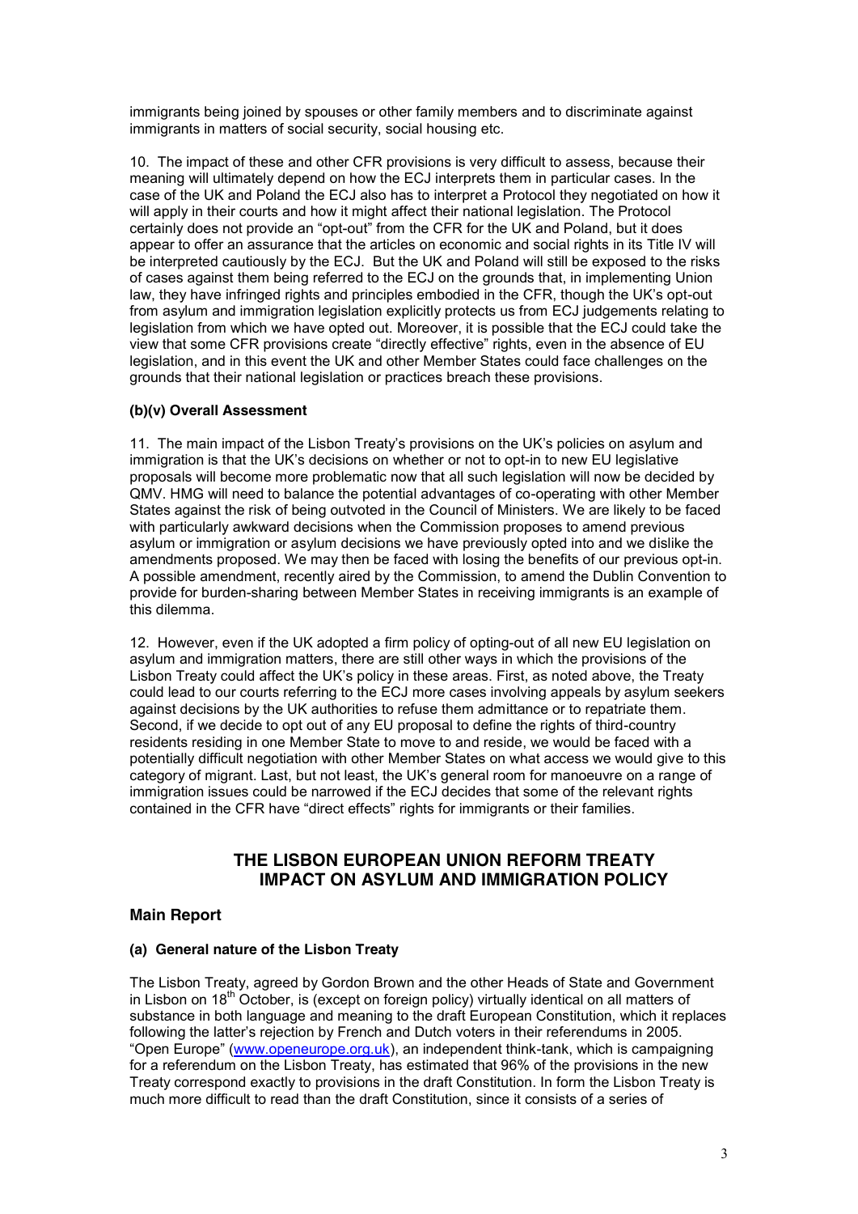immigrants being joined by spouses or other family members and to discriminate against immigrants in matters of social security, social housing etc.

10. The impact of these and other CFR provisions is very difficult to assess, because their meaning will ultimately depend on how the ECJ interprets them in particular cases. In the case of the UK and Poland the ECJ also has to interpret a Protocol they negotiated on how it will apply in their courts and how it might affect their national legislation. The Protocol certainly does not provide an "opt-out" from the CFR for the UK and Poland, but it does appear to offer an assurance that the articles on economic and social rights in its Title IV will be interpreted cautiously by the ECJ. But the UK and Poland will still be exposed to the risks of cases against them being referred to the ECJ on the grounds that, in implementing Union law, they have infringed rights and principles embodied in the CFR, though the UK's opt-out from asylum and immigration legislation explicitly protects us from ECJ judgements relating to legislation from which we have opted out. Moreover, it is possible that the ECJ could take the view that some CFR provisions create "directly effective" rights, even in the absence of EU legislation, and in this event the UK and other Member States could face challenges on the grounds that their national legislation or practices breach these provisions.

**(b)(v) Overall Assessment**

11. The main impact of the Lisbon Treaty's provisions on the UK's policies on asylum and immigration is that the UK's decisions on whether or not to opt-in to new EU legislative proposals will become more problematic now that all such legislation will now be decided by QMV. HMG will need to balance the potential advantages of co-operating with other Member States against the risk of being outvoted in the Council of Ministers. We are likely to be faced with particularly awkward decisions when the Commission proposes to amend previous asylum or immigration or asylum decisions we have previously opted into and we dislike the amendments proposed. We may then be faced with losing the benefits of our previous opt-in. A possible amendment, recently aired by the Commission, to amend the Dublin Convention to provide for burden-sharing between Member States in receiving immigrants is an example of this dilemma.

12. However, even if the UK adopted a firm policy of opting-out of all new EU legislation on asylum and immigration matters, there are still other ways in which the provisions of the Lisbon Treaty could affect the UK's policy in these areas. First, as noted above, the Treaty could lead to our courts referring to the ECJ more cases involving appeals by asylum seekers against decisions by the UK authorities to refuse them admittance or to repatriate them. Second, if we decide to opt out of any EU proposal to define the rights of third-country residents residing in one Member State to move to and reside, we would be faced with a potentially difficult negotiation with other Member States on what access we would give to this category of migrant. Last, but not least, the UK's general room for manoeuvre on a range of immigration issues could be narrowed if the ECJ decides that some of the relevant rights contained in the CFR have "direct effects" rights for immigrants or their families.

## THE LISBON EUROPEAN UNION REFORM TREATY IMPACT ON ASYLUM AND IMMIGRATION POLICY

### Main Report

**(a) General nature of the Lisbon Treaty**

The Lisbon Treaty, agreed by Gordon Brown and the other Heads of State and Government in Lisbon on 18th October, is (except on foreign policy) virtually identical on all matters of substance in both language and meaning to the draft European Constitution, which it replaces following the latter's rejection by French and Dutch voters in their referendums in 2005. "Open Europe" (www.openeurope.org.uk), an independent think-tank, which is campaigning for a referendum on the Lisbon Treaty, has estimated that 96% of the provisions in the new Treaty correspond exactly to provisions in the draft Constitution. In form the Lisbon Treaty is much more difficult to read than the draft Constitution, since it consists of a series of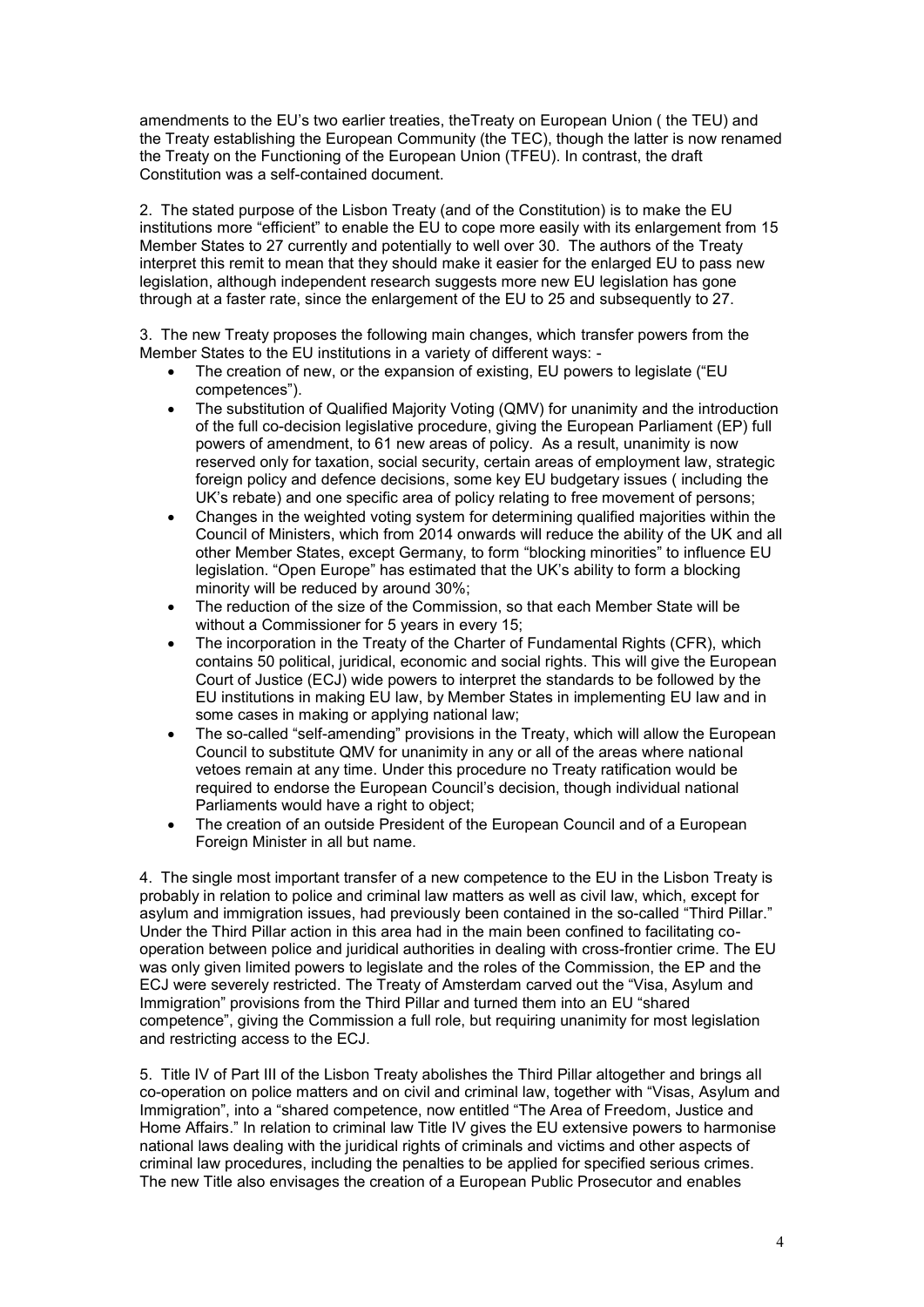amendments to the EU's two earlier treaties, theTreaty on European Union ( the TEU) and the Treaty establishing the European Community (the TEC), though the latter is now renamed the Treaty on the Functioning of the European Union (TFEU). In contrast, the draft Constitution was a self-contained document.

2. The stated purpose of the Lisbon Treaty (and of the Constitution) is to make the EU institutions more "efficient" to enable the EU to cope more easily with its enlargement from 15 Member States to 27 currently and potentially to well over 30. The authors of the Treaty interpret this remit to mean that they should make it easier for the enlarged EU to pass new legislation, although independent research suggests more new EU legislation has gone through at a faster rate, since the enlargement of the EU to 25 and subsequently to 27.

3. The new Treaty proposes the following main changes, which transfer powers from the Member States to the EU institutions in a variety of different ways: -

- The creation of new, or the expansion of existing, EU powers to legislate ("EU competences").
- The substitution of Qualified Majority Voting (QMV) for unanimity and the introduction of the full co-decision legislative procedure, giving the European Parliament (EP) full powers of amendment, to 61 new areas of policy. As a result, unanimity is now reserved only for taxation, social security, certain areas of employment law, strategic foreign policy and defence decisions, some key EU budgetary issues ( including the UK's rebate) and one specific area of policy relating to free movement of persons;
- Changes in the weighted voting system for determining qualified majorities within the Council of Ministers, which from 2014 onwards will reduce the ability of the UK and all other Member States, except Germany, to form "blocking minorities" to influence EU legislation. "Open Europe" has estimated that the UK's ability to form a blocking minority will be reduced by around 30%;
- The reduction of the size of the Commission, so that each Member State will be without a Commissioner for 5 years in every 15;
- The incorporation in the Treaty of the Charter of Fundamental Rights (CFR), which contains 50 political, juridical, economic and social rights. This will give the European Court of Justice (ECJ) wide powers to interpret the standards to be followed by the EU institutions in making EU law, by Member States in implementing EU law and in some cases in making or applying national law;
- The so-called "self-amending" provisions in the Treaty, which will allow the European Council to substitute QMV for unanimity in any or all of the areas where national vetoes remain at any time. Under this procedure no Treaty ratification would be required to endorse the European Council's decision, though individual national Parliaments would have a right to object;
- The creation of an outside President of the European Council and of a European Foreign Minister in all but name.

4. The single most important transfer of a new competence to the EU in the Lisbon Treaty is probably in relation to police and criminal law matters as well as civil law, which, except for asylum and immigration issues, had previously been contained in the so-called "Third Pillar." Under the Third Pillar action in this area had in the main been confined to facilitating co-operation between police and juridical authorities in dealing with cross-frontier crime. The EU was only given limited powers to legislate and the roles of the Commission, the EP and the ECJ were severely restricted. The Treaty of Amsterdam carved out the "Visa, Asylum and Immigration" provisions from the Third Pillar and turned them into an EU "shared competence", giving the Commission a full role, but requiring unanimity for most legislation and restricting access to the ECJ.

5. Title IV of Part III of the Lisbon Treaty abolishes the Third Pillar altogether and brings all co-operation on police matters and on civil and criminal law, together with "Visas, Asylum and Immigration", into a "shared competence, now entitled "The Area of Freedom, Justice and Home Affairs." In relation to criminal law Title IV gives the EU extensive powers to harmonise national laws dealing with the juridical rights of criminals and victims and other aspects of criminal law procedures, including the penalties to be applied for specified serious crimes. The new Title also envisages the creation of a European Public Prosecutor and enables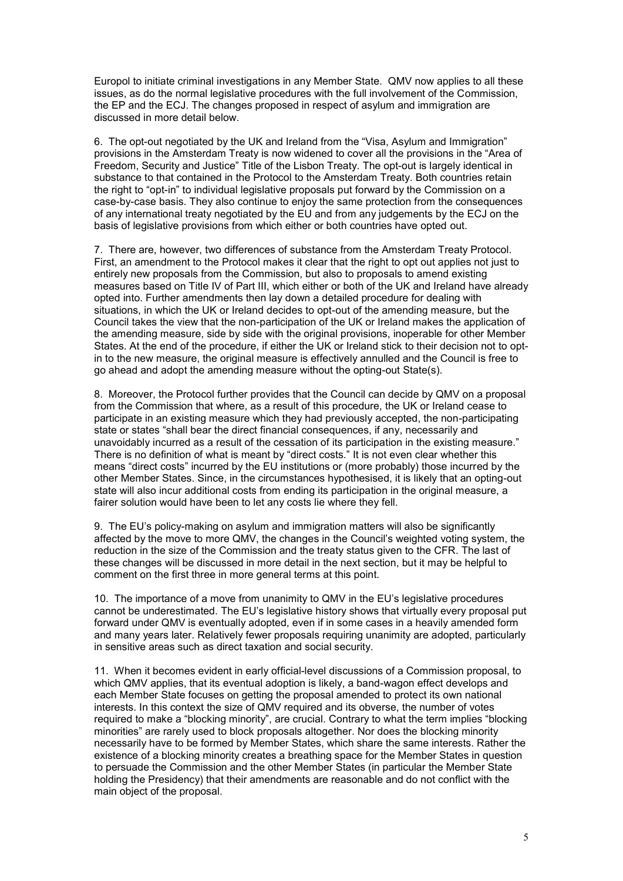Europol to initiate criminal investigations in any Member State. QMV now applies to all these issues, as do the normal legislative procedures with the full involvement of the Commission, the EP and the ECJ. The changes proposed in respect of asylum and immigration are discussed in more detail below.

6. The opt-out negotiated by the UK and Ireland from the "Visa, Asylum and Immigration" provisions in the Amsterdam Treaty is now widened to cover all the provisions in the "Area of Freedom, Security and Justice" Title of the Lisbon Treaty. The opt-out is largely identical in substance to that contained in the Protocol to the Amsterdam Treaty. Both countries retain the right to "opt-in" to individual legislative proposals put forward by the Commission on a case-by-case basis. They also continue to enjoy the same protection from the consequences of any international treaty negotiated by the EU and from any judgements by the ECJ on the basis of legislative provisions from which either or both countries have opted out.

7. There are, however, two differences of substance from the Amsterdam Treaty Protocol. First, an amendment to the Protocol makes it clear that the right to opt out applies not just to entirely new proposals from the Commission, but also to proposals to amend existing measures based on Title IV of Part III, which either or both of the UK and Ireland have already opted into. Further amendments then lay down a detailed procedure for dealing with situations, in which the UK or Ireland decides to opt-out of the amending measure, but the Council takes the view that the non-participation of the UK or Ireland makes the application of the amending measure, side by side with the original provisions, inoperable for other Member States. At the end of the procedure, if either the UK or Ireland stick to their decision not to opt-in to the new measure, the original measure is effectively annulled and the Council is free to go ahead and adopt the amending measure without the opting-out State(s).

8. Moreover, the Protocol further provides that the Council can decide by QMV on a proposal from the Commission that where, as a result of this procedure, the UK or Ireland cease to participate in an existing measure which they had previously accepted, the non-participating state or states "shall bear the direct financial consequences, if any, necessarily and unavoidably incurred as a result of the cessation of its participation in the existing measure." There is no definition of what is meant by "direct costs." It is not even clear whether this means "direct costs" incurred by the EU institutions or (more probably) those incurred by the other Member States. Since, in the circumstances hypothesised, it is likely that an opting-out state will also incur additional costs from ending its participation in the original measure, a fairer solution would have been to let any costs lie where they fell.

9. The EU's policy-making on asylum and immigration matters will also be significantly affected by the move to more QMV, the changes in the Council's weighted voting system, the reduction in the size of the Commission and the treaty status given to the CFR. The last of these changes will be discussed in more detail in the next section, but it may be helpful to comment on the first three in more general terms at this point.

10. The importance of a move from unanimity to QMV in the EU's legislative procedures cannot be underestimated. The EU's legislative history shows that virtually every proposal put forward under QMV is eventually adopted, even if in some cases in a heavily amended form and many years later. Relatively fewer proposals requiring unanimity are adopted, particularly in sensitive areas such as direct taxation and social security.

11. When it becomes evident in early official-level discussions of a Commission proposal, to which QMV applies, that its eventual adoption is likely, a band-wagon effect develops and each Member State focuses on getting the proposal amended to protect its own national interests. In this context the size of QMV required and its obverse, the number of votes required to make a "blocking minority", are crucial. Contrary to what the term implies "blocking minorities" are rarely used to block proposals altogether. Nor does the blocking minority necessarily have to be formed by Member States, which share the same interests. Rather the existence of a blocking minority creates a breathing space for the Member States in question to persuade the Commission and the other Member States (in particular the Member State holding the Presidency) that their amendments are reasonable and do not conflict with the main object of the proposal.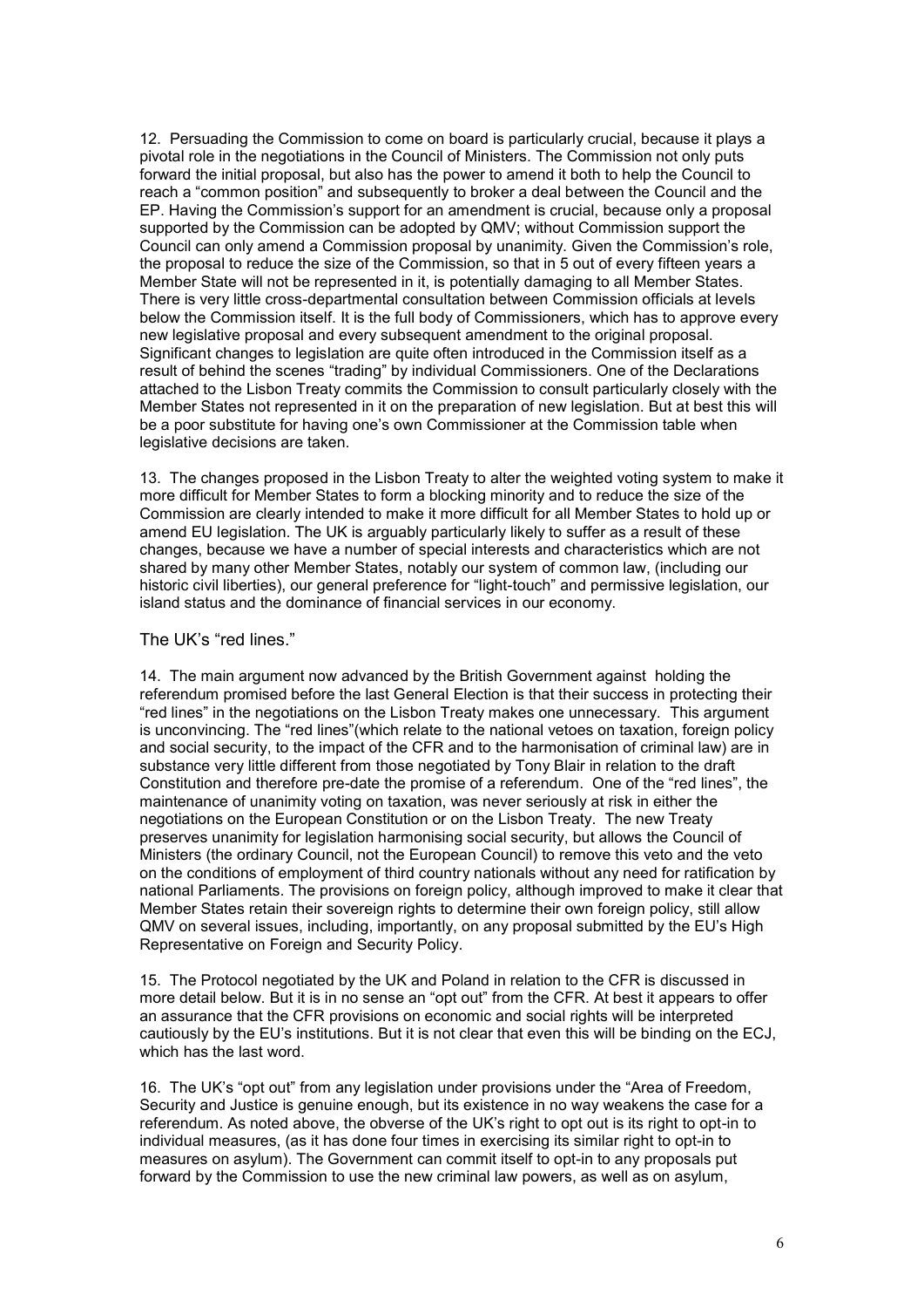12. Persuading the Commission to come on board is particularly crucial, because it plays a pivotal role in the negotiations in the Council of Ministers. The Commission not only puts forward the initial proposal, but also has the power to amend it both to help the Council to reach a "common position" and subsequently to broker a deal between the Council and the EP. Having the Commission's support for an amendment is crucial, because only a proposal supported by the Commission can be adopted by QMV; without Commission support the Council can only amend a Commission proposal by unanimity. Given the Commission's role, the proposal to reduce the size of the Commission, so that in 5 out of every fifteen years a Member State will not be represented in it, is potentially damaging to all Member States. There is very little cross-departmental consultation between Commission officials at levels below the Commission itself. It is the full body of Commissioners, which has to approve every new legislative proposal and every subsequent amendment to the original proposal. Significant changes to legislation are quite often introduced in the Commission itself as a result of behind the scenes "trading" by individual Commissioners. One of the Declarations attached to the Lisbon Treaty commits the Commission to consult particularly closely with the Member States not represented in it on the preparation of new legislation. But at best this will be a poor substitute for having one's own Commissioner at the Commission table when legislative decisions are taken.

13. The changes proposed in the Lisbon Treaty to alter the weighted voting system to make it more difficult for Member States to form a blocking minority and to reduce the size of the Commission are clearly intended to make it more difficult for all Member States to hold up or amend EU legislation. The UK is arguably particularly likely to suffer as a result of these changes, because we have a number of special interests and characteristics which are not shared by many other Member States, notably our system of common law, (including our historic civil liberties), our general preference for "light-touch" and permissive legislation, our island status and the dominance of financial services in our economy.

## The UK's "red lines."

14. The main argument now advanced by the British Government against holding the referendum promised before the last General Election is that their success in protecting their "red lines" in the negotiations on the Lisbon Treaty makes one unnecessary. This argument is unconvincing. The "red lines"(which relate to the national vetoes on taxation, foreign policy and social security, to the impact of the CFR and to the harmonisation of criminal law) are in substance very little different from those negotiated by Tony Blair in relation to the draft Constitution and therefore pre-date the promise of a referendum. One of the "red lines", the maintenance of unanimity voting on taxation, was never seriously at risk in either the negotiations on the European Constitution or on the Lisbon Treaty. The new Treaty preserves unanimity for legislation harmonising social security, but allows the Council of Ministers (the ordinary Council, not the European Council) to remove this veto and the veto on the conditions of employment of third country nationals without any need for ratification by national Parliaments. The provisions on foreign policy, although improved to make it clear that Member States retain their sovereign rights to determine their own foreign policy, still allow QMV on several issues, including, importantly, on any proposal submitted by the EU's High Representative on Foreign and Security Policy.

15. The Protocol negotiated by the UK and Poland in relation to the CFR is discussed in more detail below. But it is in no sense an "opt out" from the CFR. At best it appears to offer an assurance that the CFR provisions on economic and social rights will be interpreted cautiously by the EU's institutions. But it is not clear that even this will be binding on the ECJ, which has the last word.

16. The UK's "opt out" from any legislation under provisions under the "Area of Freedom, Security and Justice is genuine enough, but its existence in no way weakens the case for a referendum. As noted above, the obverse of the UK's right to opt out is its right to opt-in to individual measures, (as it has done four times in exercising its similar right to opt-in to measures on asylum). The Government can commit itself to opt-in to any proposals put forward by the Commission to use the new criminal law powers, as well as on asylum,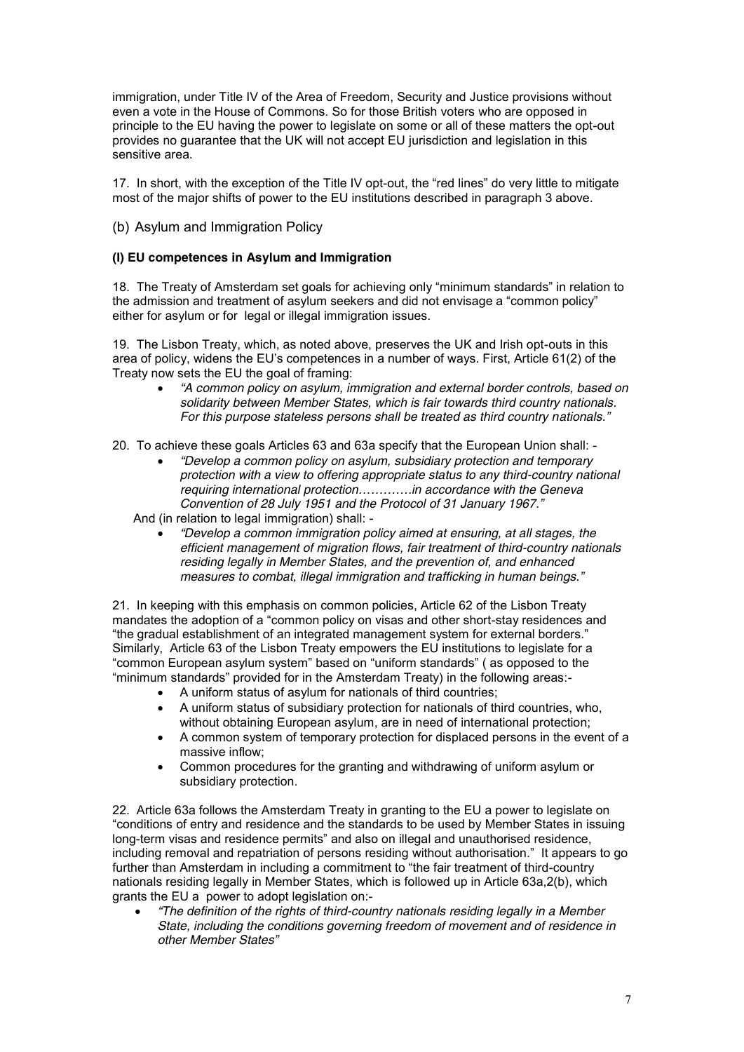immigration, under Title IV of the Area of Freedom, Security and Justice provisions without even a vote in the House of Commons. So for those British voters who are opposed in principle to the EU having the power to legislate on some or all of these matters the opt-out provides no guarantee that the UK will not accept EU jurisdiction and legislation in this sensitive area.

17. In short, with the exception of the Title IV opt-out, the "red lines" do very little to mitigate most of the major shifts of power to the EU institutions described in paragraph 3 above.

## (b) Asylum and Immigration Policy

### (I) EU competences in Asylum and Immigration

18. The Treaty of Amsterdam set goals for achieving only "minimum standards" in relation to the admission and treatment of asylum seekers and did not envisage a "common policy" either for asylum or for legal or illegal immigration issues.

19. The Lisbon Treaty, which, as noted above, preserves the UK and Irish opt-outs in this area of policy, widens the EU's competences in a number of ways. First, Article 61(2) of the Treaty now sets the EU the goal of framing:

- *"A common policy on asylum, immigration and external border controls, based on solidarity between Member States, which is fair towards third country nationals. For this purpose stateless persons shall be treated as third country nationals."*

20. To achieve these goals Articles 63 and 63a specify that the European Union shall: -

- *"Develop a common policy on asylum, subsidiary protection and temporary protection with a view to offering appropriate status to any third-country national requiring international protection…………in accordance with the Geneva Convention of 28 July 1951 and the Protocol of 31 January 1967."*

And (in relation to legal immigration) shall: -

- *"Develop a common immigration policy aimed at ensuring, at all stages, the efficient management of migration flows, fair treatment of third-country nationals residing legally in Member States, and the prevention of, and enhanced measures to combat, illegal immigration and trafficking in human beings."*

21. In keeping with this emphasis on common policies, Article 62 of the Lisbon Treaty mandates the adoption of a "common policy on visas and other short-stay residences and "the gradual establishment of an integrated management system for external borders." Similarly, Article 63 of the Lisbon Treaty empowers the EU institutions to legislate for a "common European asylum system" based on "uniform standards" ( as opposed to the "minimum standards" provided for in the Amsterdam Treaty) in the following areas:-

- A uniform status of asylum for nationals of third countries;
- A uniform status of subsidiary protection for nationals of third countries, who, without obtaining European asylum, are in need of international protection;
- A common system of temporary protection for displaced persons in the event of a massive inflow;
- Common procedures for the granting and withdrawing of uniform asylum or subsidiary protection.

22. Article 63a follows the Amsterdam Treaty in granting to the EU a power to legislate on "conditions of entry and residence and the standards to be used by Member States in issuing long-term visas and residence permits" and also on illegal and unauthorised residence, including removal and repatriation of persons residing without authorisation." It appears to go further than Amsterdam in including a commitment to "the fair treatment of third-country nationals residing legally in Member States, which is followed up in Article 63a,2(b), which grants the EU a power to adopt legislation on:-

- *"The definition of the rights of third-country nationals residing legally in a Member State, including the conditions governing freedom of movement and of residence in other Member States"*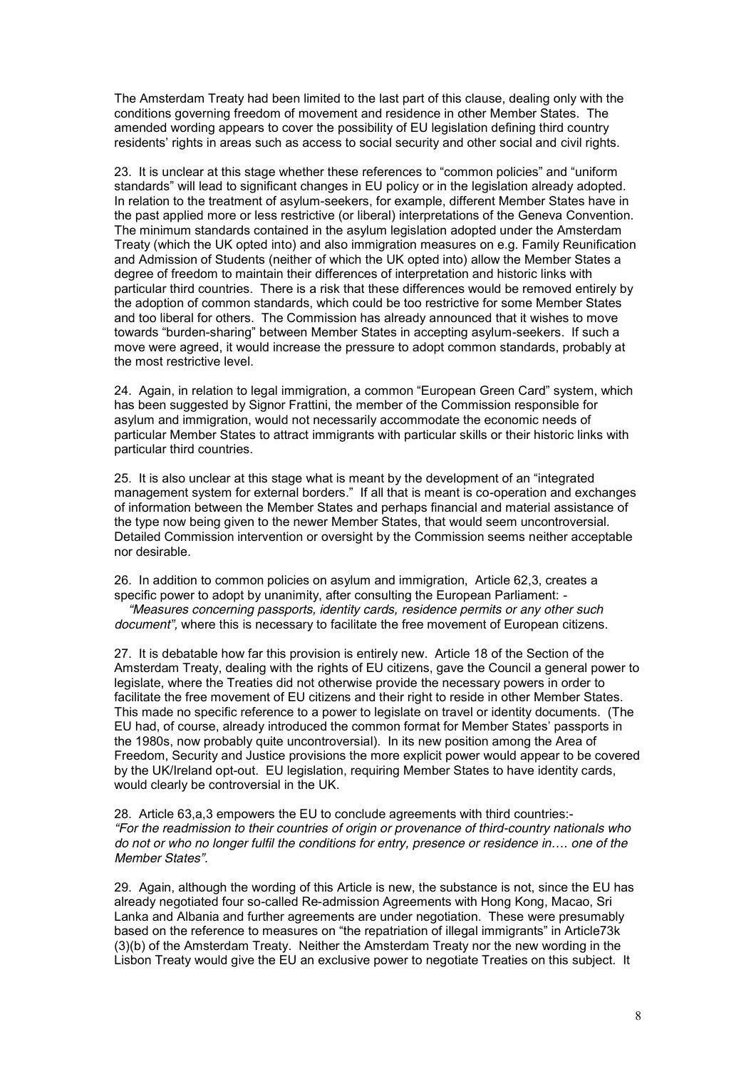The Amsterdam Treaty had been limited to the last part of this clause, dealing only with the conditions governing freedom of movement and residence in other Member States. The amended wording appears to cover the possibility of EU legislation defining third country residents' rights in areas such as access to social security and other social and civil rights.

23. It is unclear at this stage whether these references to "common policies" and "uniform standards" will lead to significant changes in EU policy or in the legislation already adopted. In relation to the treatment of asylum-seekers, for example, different Member States have in the past applied more or less restrictive (or liberal) interpretations of the Geneva Convention. The minimum standards contained in the asylum legislation adopted under the Amsterdam Treaty (which the UK opted into) and also immigration measures on e.g. Family Reunification and Admission of Students (neither of which the UK opted into) allow the Member States a degree of freedom to maintain their differences of interpretation and historic links with particular third countries. There is a risk that these differences would be removed entirely by the adoption of common standards, which could be too restrictive for some Member States and too liberal for others. The Commission has already announced that it wishes to move towards "burden-sharing" between Member States in accepting asylum-seekers. If such a move were agreed, it would increase the pressure to adopt common standards, probably at the most restrictive level.

24. Again, in relation to legal immigration, a common "European Green Card" system, which has been suggested by Signor Frattini, the member of the Commission responsible for asylum and immigration, would not necessarily accommodate the economic needs of particular Member States to attract immigrants with particular skills or their historic links with particular third countries.

25. It is also unclear at this stage what is meant by the development of an "integrated management system for external borders." If all that is meant is co-operation and exchanges of information between the Member States and perhaps financial and material assistance of the type now being given to the newer Member States, that would seem uncontroversial. Detailed Commission intervention or oversight by the Commission seems neither acceptable nor desirable.

26. In addition to common policies on asylum and immigration, Article 62,3, creates a specific power to adopt by unanimity, after consulting the European Parliament: -
*"Measures concerning passports, identity cards, residence permits or any other such document",* where this is necessary to facilitate the free movement of European citizens.

27. It is debatable how far this provision is entirely new. Article 18 of the Section of the Amsterdam Treaty, dealing with the rights of EU citizens, gave the Council a general power to legislate, where the Treaties did not otherwise provide the necessary powers in order to facilitate the free movement of EU citizens and their right to reside in other Member States. This made no specific reference to a power to legislate on travel or identity documents. (The EU had, of course, already introduced the common format for Member States' passports in the 1980s, now probably quite uncontroversial). In its new position among the Area of Freedom, Security and Justice provisions the more explicit power would appear to be covered by the UK/Ireland opt-out. EU legislation, requiring Member States to have identity cards, would clearly be controversial in the UK.

28. Article 63,a,3 empowers the EU to conclude agreements with third countries:-
*"For the readmission to their countries of origin or provenance of third-country nationals who do not or who no longer fulfil the conditions for entry, presence or residence in…. one of the Member States".*

29. Again, although the wording of this Article is new, the substance is not, since the EU has already negotiated four so-called Re-admission Agreements with Hong Kong, Macao, Sri Lanka and Albania and further agreements are under negotiation. These were presumably based on the reference to measures on "the repatriation of illegal immigrants" in Article73k (3)(b) of the Amsterdam Treaty. Neither the Amsterdam Treaty nor the new wording in the Lisbon Treaty would give the EU an exclusive power to negotiate Treaties on this subject. It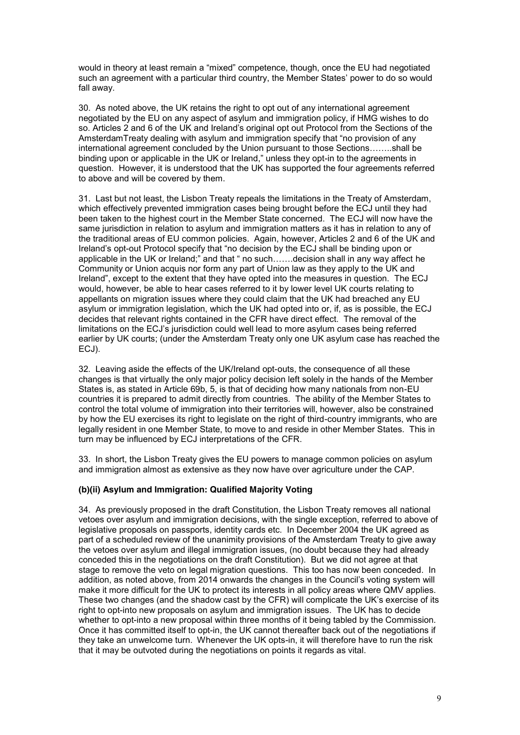would in theory at least remain a "mixed" competence, though, once the EU had negotiated such an agreement with a particular third country, the Member States' power to do so would fall away.

30. As noted above, the UK retains the right to opt out of any international agreement negotiated by the EU on any aspect of asylum and immigration policy, if HMG wishes to do so. Articles 2 and 6 of the UK and Ireland's original opt out Protocol from the Sections of the AmsterdamTreaty dealing with asylum and immigration specify that "no provision of any international agreement concluded by the Union pursuant to those Sections……..shall be binding upon or applicable in the UK or Ireland," unless they opt-in to the agreements in question. However, it is understood that the UK has supported the four agreements referred to above and will be covered by them.

31. Last but not least, the Lisbon Treaty repeals the limitations in the Treaty of Amsterdam, which effectively prevented immigration cases being brought before the ECJ until they had been taken to the highest court in the Member State concerned. The ECJ will now have the same jurisdiction in relation to asylum and immigration matters as it has in relation to any of the traditional areas of EU common policies. Again, however, Articles 2 and 6 of the UK and Ireland's opt-out Protocol specify that "no decision by the ECJ shall be binding upon or applicable in the UK or Ireland;" and that " no such…….decision shall in any way affect he Community or Union acquis nor form any part of Union law as they apply to the UK and Ireland", except to the extent that they have opted into the measures in question. The ECJ would, however, be able to hear cases referred to it by lower level UK courts relating to appellants on migration issues where they could claim that the UK had breached any EU asylum or immigration legislation, which the UK had opted into or, if, as is possible, the ECJ decides that relevant rights contained in the CFR have direct effect. The removal of the limitations on the ECJ's jurisdiction could well lead to more asylum cases being referred earlier by UK courts; (under the Amsterdam Treaty only one UK asylum case has reached the ECJ).

32. Leaving aside the effects of the UK/Ireland opt-outs, the consequence of all these changes is that virtually the only major policy decision left solely in the hands of the Member States is, as stated in Article 69b, 5, is that of deciding how many nationals from non-EU countries it is prepared to admit directly from countries. The ability of the Member States to control the total volume of immigration into their territories will, however, also be constrained by how the EU exercises its right to legislate on the right of third-country immigrants, who are legally resident in one Member State, to move to and reside in other Member States. This in turn may be influenced by ECJ interpretations of the CFR.

33. In short, the Lisbon Treaty gives the EU powers to manage common policies on asylum and immigration almost as extensive as they now have over agriculture under the CAP.

**(b)(ii) Asylum and Immigration: Qualified Majority Voting**

34. As previously proposed in the draft Constitution, the Lisbon Treaty removes all national vetoes over asylum and immigration decisions, with the single exception, referred to above of legislative proposals on passports, identity cards etc. In December 2004 the UK agreed as part of a scheduled review of the unanimity provisions of the Amsterdam Treaty to give away the vetoes over asylum and illegal immigration issues, (no doubt because they had already conceded this in the negotiations on the draft Constitution). But we did not agree at that stage to remove the veto on legal migration questions. This too has now been conceded. In addition, as noted above, from 2014 onwards the changes in the Council's voting system will make it more difficult for the UK to protect its interests in all policy areas where QMV applies. These two changes (and the shadow cast by the CFR) will complicate the UK's exercise of its right to opt-into new proposals on asylum and immigration issues. The UK has to decide whether to opt-into a new proposal within three months of it being tabled by the Commission. Once it has committed itself to opt-in, the UK cannot thereafter back out of the negotiations if they take an unwelcome turn. Whenever the UK opts-in, it will therefore have to run the risk that it may be outvoted during the negotiations on points it regards as vital.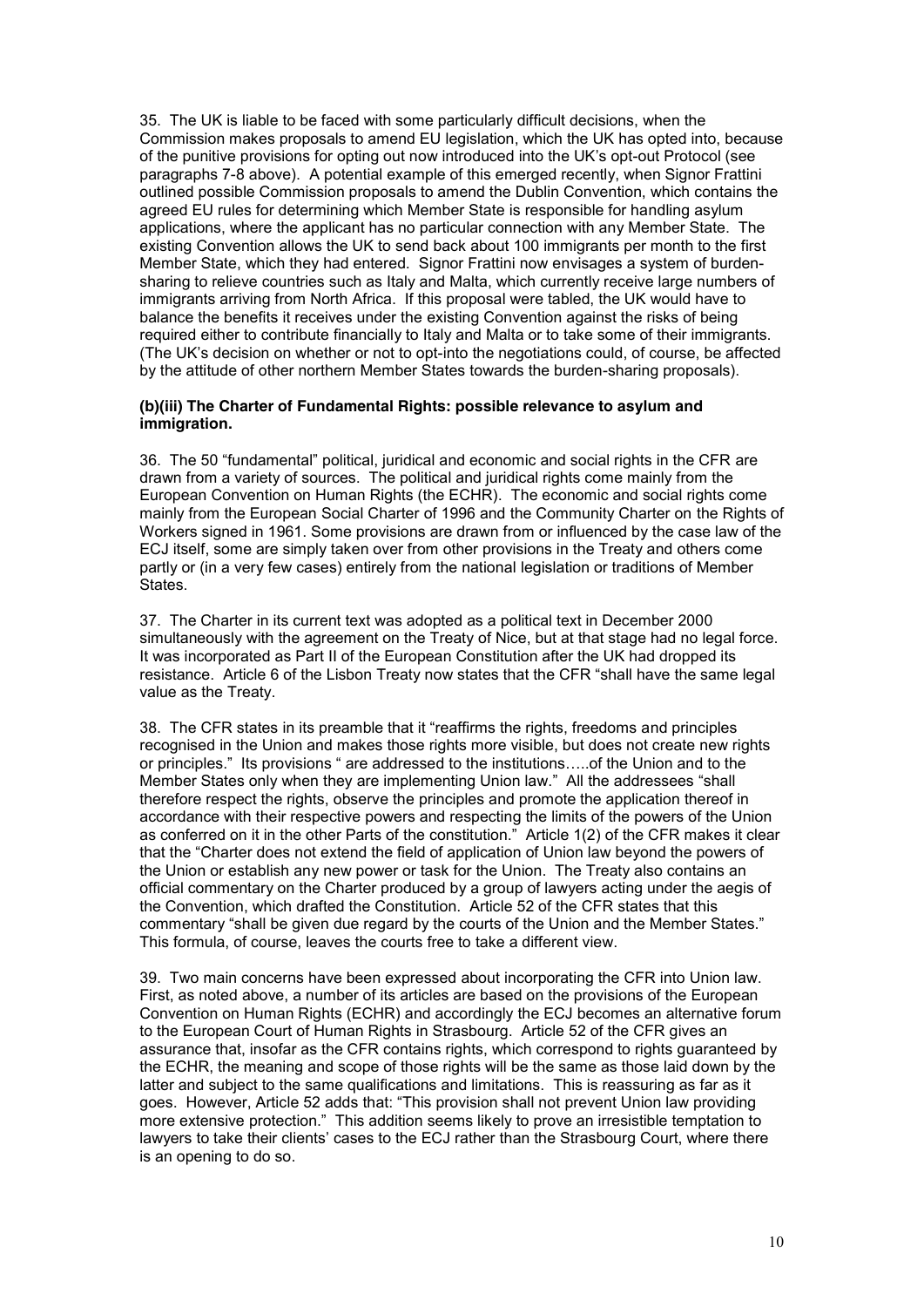35. The UK is liable to be faced with some particularly difficult decisions, when the Commission makes proposals to amend EU legislation, which the UK has opted into, because of the punitive provisions for opting out now introduced into the UK's opt-out Protocol (see paragraphs 7-8 above). A potential example of this emerged recently, when Signor Frattini outlined possible Commission proposals to amend the Dublin Convention, which contains the agreed EU rules for determining which Member State is responsible for handling asylum applications, where the applicant has no particular connection with any Member State. The existing Convention allows the UK to send back about 100 immigrants per month to the first Member State, which they had entered. Signor Frattini now envisages a system of burden-sharing to relieve countries such as Italy and Malta, which currently receive large numbers of immigrants arriving from North Africa. If this proposal were tabled, the UK would have to balance the benefits it receives under the existing Convention against the risks of being required either to contribute financially to Italy and Malta or to take some of their immigrants. (The UK's decision on whether or not to opt-into the negotiations could, of course, be affected by the attitude of other northern Member States towards the burden-sharing proposals).

#### (b)(iii) The Charter of Fundamental Rights: possible relevance to asylum and immigration.

36. The 50 "fundamental" political, juridical and economic and social rights in the CFR are drawn from a variety of sources. The political and juridical rights come mainly from the European Convention on Human Rights (the ECHR). The economic and social rights come mainly from the European Social Charter of 1996 and the Community Charter on the Rights of Workers signed in 1961. Some provisions are drawn from or influenced by the case law of the ECJ itself, some are simply taken over from other provisions in the Treaty and others come partly or (in a very few cases) entirely from the national legislation or traditions of Member States.

37. The Charter in its current text was adopted as a political text in December 2000 simultaneously with the agreement on the Treaty of Nice, but at that stage had no legal force. It was incorporated as Part II of the European Constitution after the UK had dropped its resistance. Article 6 of the Lisbon Treaty now states that the CFR "shall have the same legal value as the Treaty.

38. The CFR states in its preamble that it "reaffirms the rights, freedoms and principles recognised in the Union and makes those rights more visible, but does not create new rights or principles." Its provisions " are addressed to the institutions…..of the Union and to the Member States only when they are implementing Union law." All the addressees "shall therefore respect the rights, observe the principles and promote the application thereof in accordance with their respective powers and respecting the limits of the powers of the Union as conferred on it in the other Parts of the constitution." Article 1(2) of the CFR makes it clear that the "Charter does not extend the field of application of Union law beyond the powers of the Union or establish any new power or task for the Union. The Treaty also contains an official commentary on the Charter produced by a group of lawyers acting under the aegis of the Convention, which drafted the Constitution. Article 52 of the CFR states that this commentary "shall be given due regard by the courts of the Union and the Member States." This formula, of course, leaves the courts free to take a different view.

39. Two main concerns have been expressed about incorporating the CFR into Union law. First, as noted above, a number of its articles are based on the provisions of the European Convention on Human Rights (ECHR) and accordingly the ECJ becomes an alternative forum to the European Court of Human Rights in Strasbourg. Article 52 of the CFR gives an assurance that, insofar as the CFR contains rights, which correspond to rights guaranteed by the ECHR, the meaning and scope of those rights will be the same as those laid down by the latter and subject to the same qualifications and limitations. This is reassuring as far as it goes. However, Article 52 adds that: "This provision shall not prevent Union law providing more extensive protection." This addition seems likely to prove an irresistible temptation to lawyers to take their clients' cases to the ECJ rather than the Strasbourg Court, where there is an opening to do so.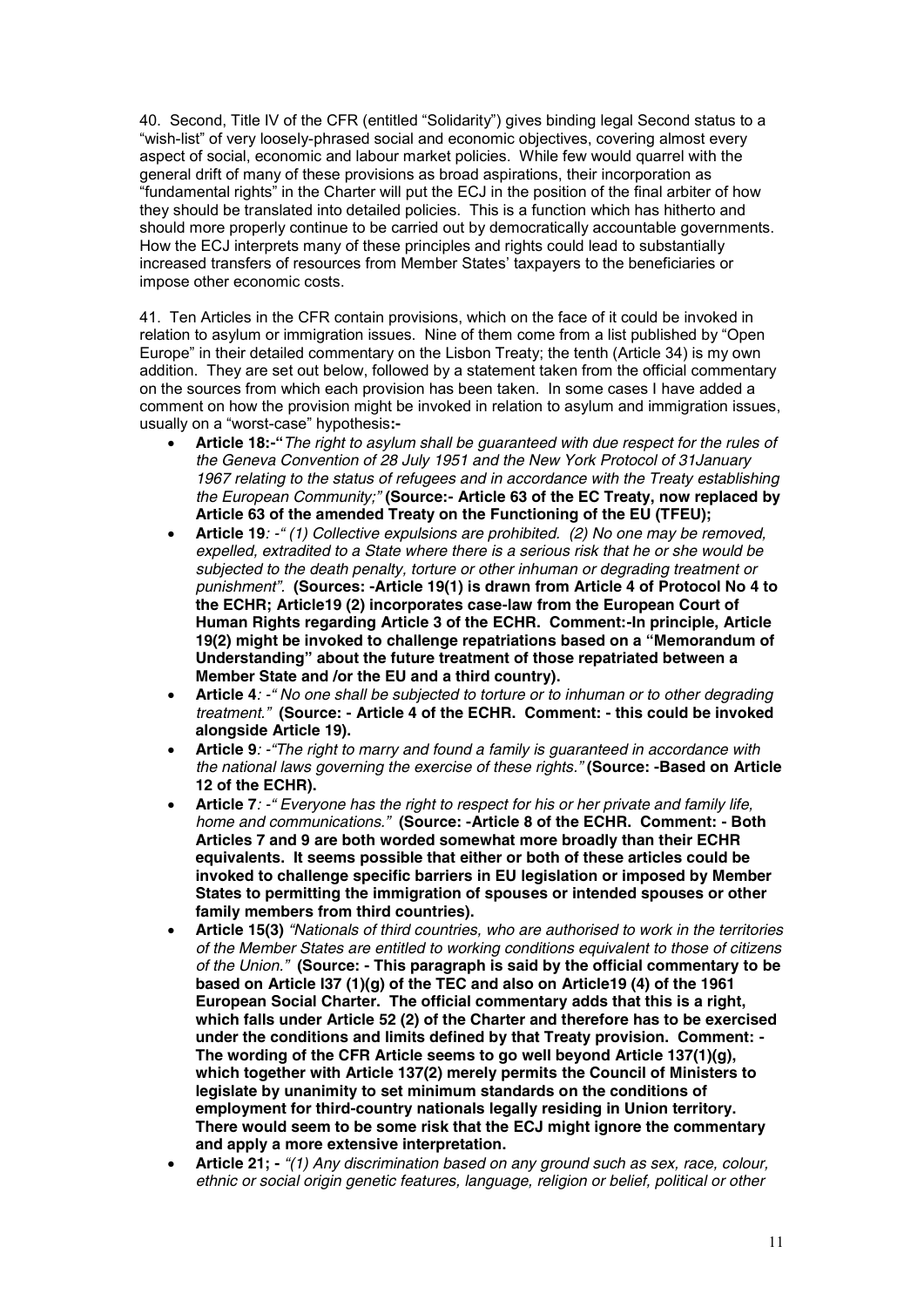40. Second, Title IV of the CFR (entitled "Solidarity") gives binding legal Second status to a "wish-list" of very loosely-phrased social and economic objectives, covering almost every aspect of social, economic and labour market policies. While few would quarrel with the general drift of many of these provisions as broad aspirations, their incorporation as "fundamental rights" in the Charter will put the ECJ in the position of the final arbiter of how they should be translated into detailed policies. This is a function which has hitherto and should more properly continue to be carried out by democratically accountable governments. How the ECJ interprets many of these principles and rights could lead to substantially increased transfers of resources from Member States' taxpayers to the beneficiaries or impose other economic costs.

41. Ten Articles in the CFR contain provisions, which on the face of it could be invoked in relation to asylum or immigration issues. Nine of them come from a list published by "Open Europe" in their detailed commentary on the Lisbon Treaty; the tenth (Article 34) is my own addition. They are set out below, followed by a statement taken from the official commentary on the sources from which each provision has been taken. In some cases I have added a comment on how the provision might be invoked in relation to asylum and immigration issues, usually on a "worst-case" hypothesis**:-**

- **Article 18:-"***The right to asylum shall be guaranteed with due respect for the rules of the Geneva Convention of 28 July 1951 and the New York Protocol of 31January 1967 relating to the status of refugees and in accordance with the Treaty establishing the European Community;"* **(Source:- Article 63 of the EC Treaty, now replaced by Article 63 of the amended Treaty on the Functioning of the EU (TFEU);**
- **Article 19***: -" (1) Collective expulsions are prohibited. (2) No one may be removed, expelled, extradited to a State where there is a serious risk that he or she would be subjected to the death penalty, torture or other inhuman or degrading treatment or punishment"*. **(Sources: -Article 19(1) is drawn from Article 4 of Protocol No 4 to the ECHR; Article19 (2) incorporates case-law from the European Court of Human Rights regarding Article 3 of the ECHR. Comment:-In principle, Article 19(2) might be invoked to challenge repatriations based on a "Memorandum of Understanding" about the future treatment of those repatriated between a Member State and /or the EU and a third country).**
- **Article 4***: -" No one shall be subjected to torture or to inhuman or to other degrading treatment."* **(Source: - Article 4 of the ECHR. Comment: - this could be invoked alongside Article 19).**
- **Article 9***: -"The right to marry and found a family is guaranteed in accordance with the national laws governing the exercise of these rights."* **(Source: -Based on Article 12 of the ECHR).**
- **Article 7***: -" Everyone has the right to respect for his or her private and family life, home and communications."* **(Source: -Article 8 of the ECHR. Comment: - Both Articles 7 and 9 are both worded somewhat more broadly than their ECHR equivalents. It seems possible that either or both of these articles could be invoked to challenge specific barriers in EU legislation or imposed by Member States to permitting the immigration of spouses or intended spouses or other family members from third countries).**
- **Article 15(3)** *"Nationals of third countries, who are authorised to work in the territories of the Member States are entitled to working conditions equivalent to those of citizens of the Union."* **(Source: - This paragraph is said by the official commentary to be based on Article l37 (1)(g) of the TEC and also on Article19 (4) of the 1961 European Social Charter. The official commentary adds that this is a right, which falls under Article 52 (2) of the Charter and therefore has to be exercised under the conditions and limits defined by that Treaty provision. Comment: - The wording of the CFR Article seems to go well beyond Article 137(1)(g), which together with Article 137(2) merely permits the Council of Ministers to legislate by unanimity to set minimum standards on the conditions of employment for third-country nationals legally residing in Union territory. There would seem to be some risk that the ECJ might ignore the commentary and apply a more extensive interpretation.**
- **Article 21; -** *"(1) Any discrimination based on any ground such as sex, race, colour, ethnic or social origin genetic features, language, religion or belief, political or other*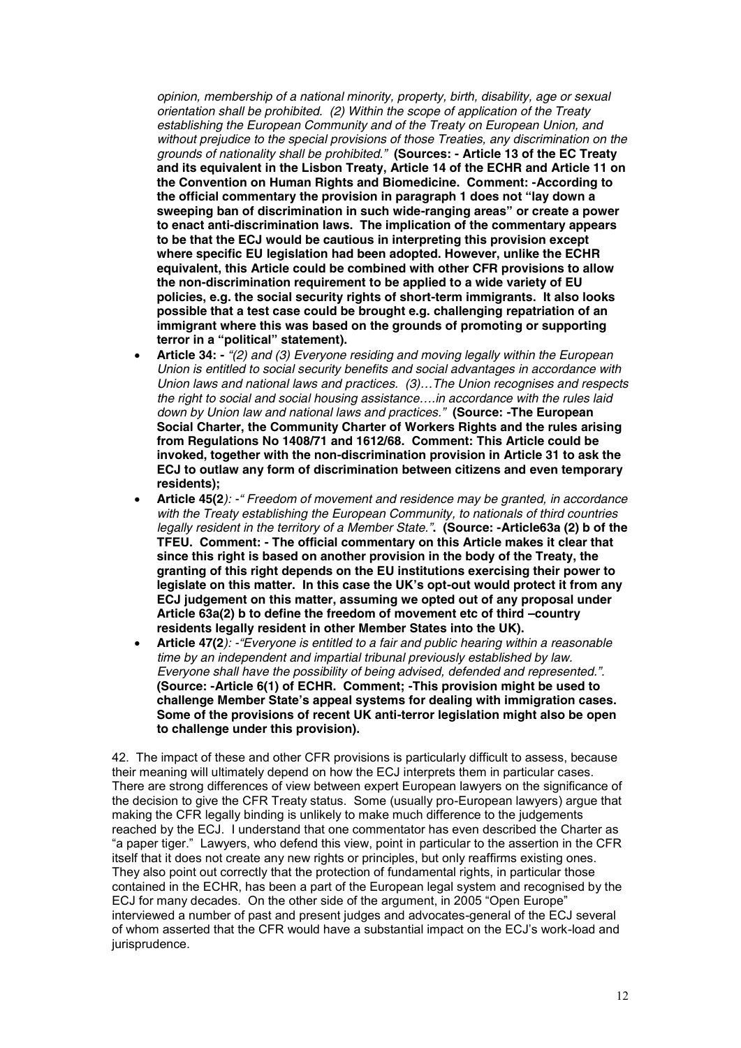*opinion, membership of a national minority, property, birth, disability, age or sexual orientation shall be prohibited. (2) Within the scope of application of the Treaty establishing the European Community and of the Treaty on European Union, and without prejudice to the special provisions of those Treaties, any discrimination on the grounds of nationality shall be prohibited."* **(Sources: - Article 13 of the EC Treaty and its equivalent in the Lisbon Treaty, Article 14 of the ECHR and Article 11 on the Convention on Human Rights and Biomedicine. Comment: -According to the official commentary the provision in paragraph 1 does not "lay down a sweeping ban of discrimination in such wide-ranging areas" or create a power to enact anti-discrimination laws. The implication of the commentary appears to be that the ECJ would be cautious in interpreting this provision except where specific EU legislation had been adopted. However, unlike the ECHR equivalent, this Article could be combined with other CFR provisions to allow the non-discrimination requirement to be applied to a wide variety of EU policies, e.g. the social security rights of short-term immigrants. It also looks possible that a test case could be brought e.g. challenging repatriation of an immigrant where this was based on the grounds of promoting or supporting terror in a "political" statement).**

- **Article 34: -** *"(2) and (3) Everyone residing and moving legally within the European Union is entitled to social security benefits and social advantages in accordance with Union laws and national laws and practices. (3)…The Union recognises and respects the right to social and social housing assistance….in accordance with the rules laid down by Union law and national laws and practices."* **(Source: -The European Social Charter, the Community Charter of Workers Rights and the rules arising from Regulations No 1408/71 and 1612/68. Comment: This Article could be invoked, together with the non-discrimination provision in Article 31 to ask the ECJ to outlaw any form of discrimination between citizens and even temporary residents);**
- **Article 45(2***): -" Freedom of movement and residence may be granted, in accordance with the Treaty establishing the European Community, to nationals of third countries legally resident in the territory of a Member State."***. (Source: -Article63a (2) b of the TFEU. Comment: - The official commentary on this Article makes it clear that since this right is based on another provision in the body of the Treaty, the granting of this right depends on the EU institutions exercising their power to legislate on this matter. In this case the UK's opt-out would protect it from any ECJ judgement on this matter, assuming we opted out of any proposal under Article 63a(2) b to define the freedom of movement etc of third –country residents legally resident in other Member States into the UK).**
- **Article 47(2***): -"Everyone is entitled to a fair and public hearing within a reasonable time by an independent and impartial tribunal previously established by law. Everyone shall have the possibility of being advised, defended and represented."*. **(Source: -Article 6(1) of ECHR. Comment; -This provision might be used to challenge Member State's appeal systems for dealing with immigration cases. Some of the provisions of recent UK anti-terror legislation might also be open to challenge under this provision).**

42. The impact of these and other CFR provisions is particularly difficult to assess, because their meaning will ultimately depend on how the ECJ interprets them in particular cases. There are strong differences of view between expert European lawyers on the significance of the decision to give the CFR Treaty status. Some (usually pro-European lawyers) argue that making the CFR legally binding is unlikely to make much difference to the judgements reached by the ECJ. I understand that one commentator has even described the Charter as "a paper tiger." Lawyers, who defend this view, point in particular to the assertion in the CFR itself that it does not create any new rights or principles, but only reaffirms existing ones. They also point out correctly that the protection of fundamental rights, in particular those contained in the ECHR, has been a part of the European legal system and recognised by the ECJ for many decades. On the other side of the argument, in 2005 "Open Europe" interviewed a number of past and present judges and advocates-general of the ECJ several of whom asserted that the CFR would have a substantial impact on the ECJ's work-load and jurisprudence.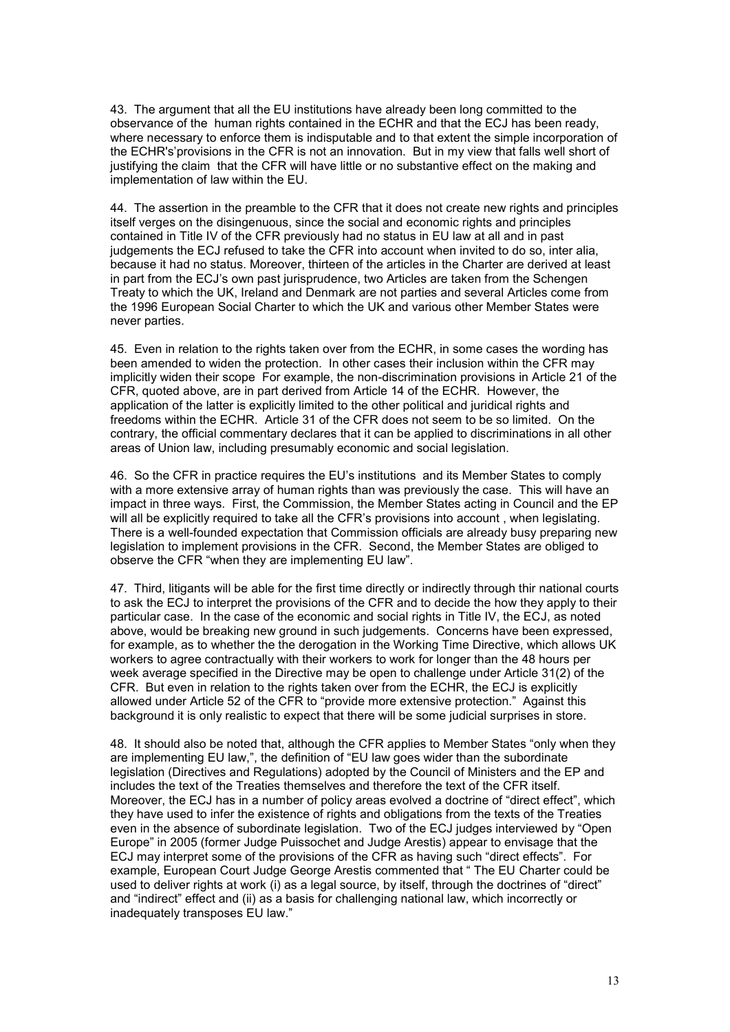43. The argument that all the EU institutions have already been long committed to the observance of the human rights contained in the ECHR and that the ECJ has been ready, where necessary to enforce them is indisputable and to that extent the simple incorporation of the ECHR's'provisions in the CFR is not an innovation. But in my view that falls well short of justifying the claim that the CFR will have little or no substantive effect on the making and implementation of law within the EU.

44. The assertion in the preamble to the CFR that it does not create new rights and principles itself verges on the disingenuous, since the social and economic rights and principles contained in Title IV of the CFR previously had no status in EU law at all and in past judgements the ECJ refused to take the CFR into account when invited to do so, inter alia, because it had no status. Moreover, thirteen of the articles in the Charter are derived at least in part from the ECJ's own past jurisprudence, two Articles are taken from the Schengen Treaty to which the UK, Ireland and Denmark are not parties and several Articles come from the 1996 European Social Charter to which the UK and various other Member States were never parties.

45. Even in relation to the rights taken over from the ECHR, in some cases the wording has been amended to widen the protection. In other cases their inclusion within the CFR may implicitly widen their scope For example, the non-discrimination provisions in Article 21 of the CFR, quoted above, are in part derived from Article 14 of the ECHR. However, the application of the latter is explicitly limited to the other political and juridical rights and freedoms within the ECHR. Article 31 of the CFR does not seem to be so limited. On the contrary, the official commentary declares that it can be applied to discriminations in all other areas of Union law, including presumably economic and social legislation.

46. So the CFR in practice requires the EU's institutions and its Member States to comply with a more extensive array of human rights than was previously the case. This will have an impact in three ways. First, the Commission, the Member States acting in Council and the EP will all be explicitly required to take all the CFR's provisions into account , when legislating. There is a well-founded expectation that Commission officials are already busy preparing new legislation to implement provisions in the CFR. Second, the Member States are obliged to observe the CFR "when they are implementing EU law".

47. Third, litigants will be able for the first time directly or indirectly through thir national courts to ask the ECJ to interpret the provisions of the CFR and to decide the how they apply to their particular case. In the case of the economic and social rights in Title IV, the ECJ, as noted above, would be breaking new ground in such judgements. Concerns have been expressed, for example, as to whether the the derogation in the Working Time Directive, which allows UK workers to agree contractually with their workers to work for longer than the 48 hours per week average specified in the Directive may be open to challenge under Article 31(2) of the CFR. But even in relation to the rights taken over from the ECHR, the ECJ is explicitly allowed under Article 52 of the CFR to "provide more extensive protection." Against this background it is only realistic to expect that there will be some judicial surprises in store.

48. It should also be noted that, although the CFR applies to Member States "only when they are implementing EU law,", the definition of "EU law goes wider than the subordinate legislation (Directives and Regulations) adopted by the Council of Ministers and the EP and includes the text of the Treaties themselves and therefore the text of the CFR itself. Moreover, the ECJ has in a number of policy areas evolved a doctrine of "direct effect", which they have used to infer the existence of rights and obligations from the texts of the Treaties even in the absence of subordinate legislation. Two of the ECJ judges interviewed by "Open Europe" in 2005 (former Judge Puissochet and Judge Arestis) appear to envisage that the ECJ may interpret some of the provisions of the CFR as having such "direct effects". For example, European Court Judge George Arestis commented that " The EU Charter could be used to deliver rights at work (i) as a legal source, by itself, through the doctrines of "direct" and "indirect" effect and (ii) as a basis for challenging national law, which incorrectly or inadequately transposes EU law."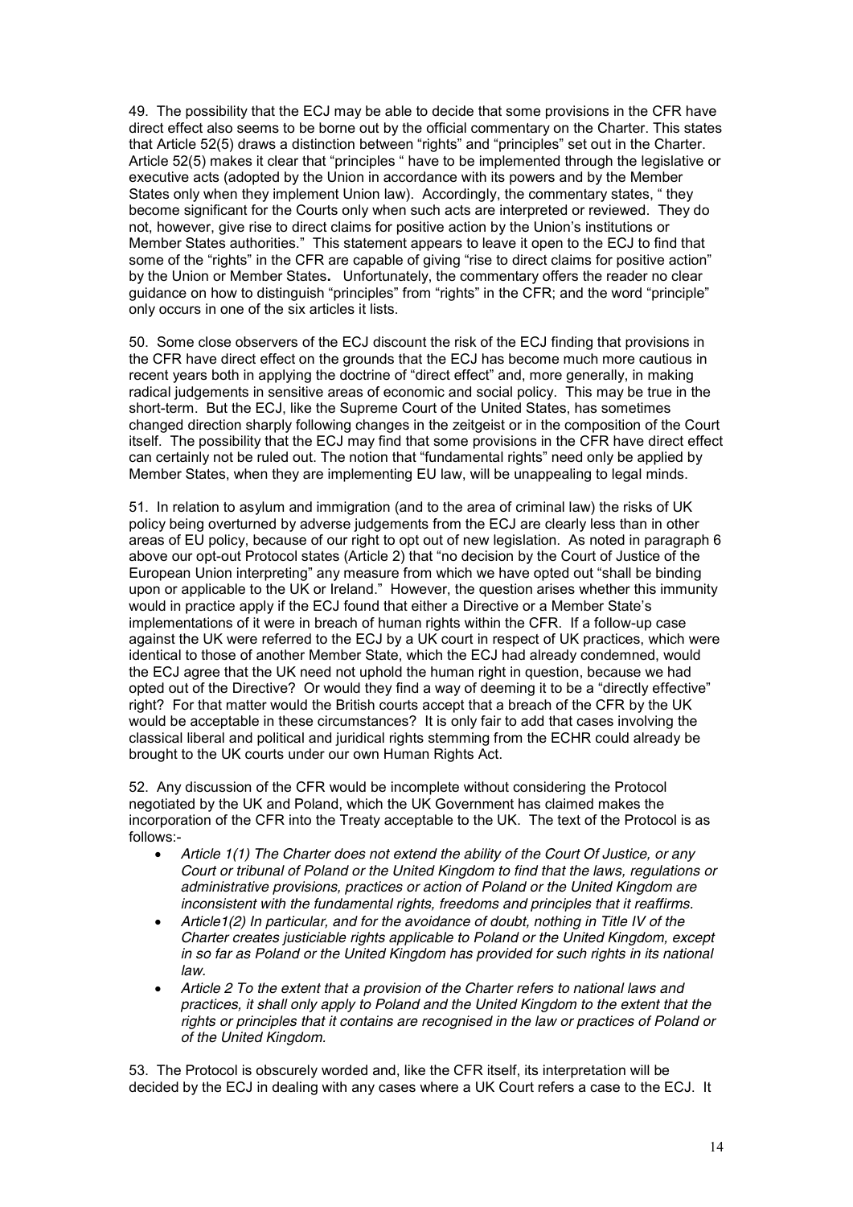49. The possibility that the ECJ may be able to decide that some provisions in the CFR have direct effect also seems to be borne out by the official commentary on the Charter. This states that Article 52(5) draws a distinction between "rights" and "principles" set out in the Charter. Article 52(5) makes it clear that "principles " have to be implemented through the legislative or executive acts (adopted by the Union in accordance with its powers and by the Member States only when they implement Union law). Accordingly, the commentary states, " they become significant for the Courts only when such acts are interpreted or reviewed. They do not, however, give rise to direct claims for positive action by the Union's institutions or Member States authorities." This statement appears to leave it open to the ECJ to find that some of the "rights" in the CFR are capable of giving "rise to direct claims for positive action" by the Union or Member States**.** Unfortunately, the commentary offers the reader no clear guidance on how to distinguish "principles" from "rights" in the CFR; and the word "principle" only occurs in one of the six articles it lists.

50. Some close observers of the ECJ discount the risk of the ECJ finding that provisions in the CFR have direct effect on the grounds that the ECJ has become much more cautious in recent years both in applying the doctrine of "direct effect" and, more generally, in making radical judgements in sensitive areas of economic and social policy. This may be true in the short-term. But the ECJ, like the Supreme Court of the United States, has sometimes changed direction sharply following changes in the zeitgeist or in the composition of the Court itself. The possibility that the ECJ may find that some provisions in the CFR have direct effect can certainly not be ruled out. The notion that "fundamental rights" need only be applied by Member States, when they are implementing EU law, will be unappealing to legal minds.

51. In relation to asylum and immigration (and to the area of criminal law) the risks of UK policy being overturned by adverse judgements from the ECJ are clearly less than in other areas of EU policy, because of our right to opt out of new legislation. As noted in paragraph 6 above our opt-out Protocol states (Article 2) that "no decision by the Court of Justice of the European Union interpreting" any measure from which we have opted out "shall be binding upon or applicable to the UK or Ireland." However, the question arises whether this immunity would in practice apply if the ECJ found that either a Directive or a Member State's implementations of it were in breach of human rights within the CFR. If a follow-up case against the UK were referred to the ECJ by a UK court in respect of UK practices, which were identical to those of another Member State, which the ECJ had already condemned, would the ECJ agree that the UK need not uphold the human right in question, because we had opted out of the Directive? Or would they find a way of deeming it to be a "directly effective" right? For that matter would the British courts accept that a breach of the CFR by the UK would be acceptable in these circumstances? It is only fair to add that cases involving the classical liberal and political and juridical rights stemming from the ECHR could already be brought to the UK courts under our own Human Rights Act.

52. Any discussion of the CFR would be incomplete without considering the Protocol negotiated by the UK and Poland, which the UK Government has claimed makes the incorporation of the CFR into the Treaty acceptable to the UK. The text of the Protocol is as follows:-

- *Article 1(1) The Charter does not extend the ability of the Court Of Justice, or any Court or tribunal of Poland or the United Kingdom to find that the laws, regulations or administrative provisions, practices or action of Poland or the United Kingdom are inconsistent with the fundamental rights, freedoms and principles that it reaffirms.*
- *Article1(2) In particular, and for the avoidance of doubt, nothing in Title IV of the Charter creates justiciable rights applicable to Poland or the United Kingdom, except in so far as Poland or the United Kingdom has provided for such rights in its national law.*
- *Article 2 To the extent that a provision of the Charter refers to national laws and practices, it shall only apply to Poland and the United Kingdom to the extent that the rights or principles that it contains are recognised in the law or practices of Poland or of the United Kingdom.*

53. The Protocol is obscurely worded and, like the CFR itself, its interpretation will be decided by the ECJ in dealing with any cases where a UK Court refers a case to the ECJ. It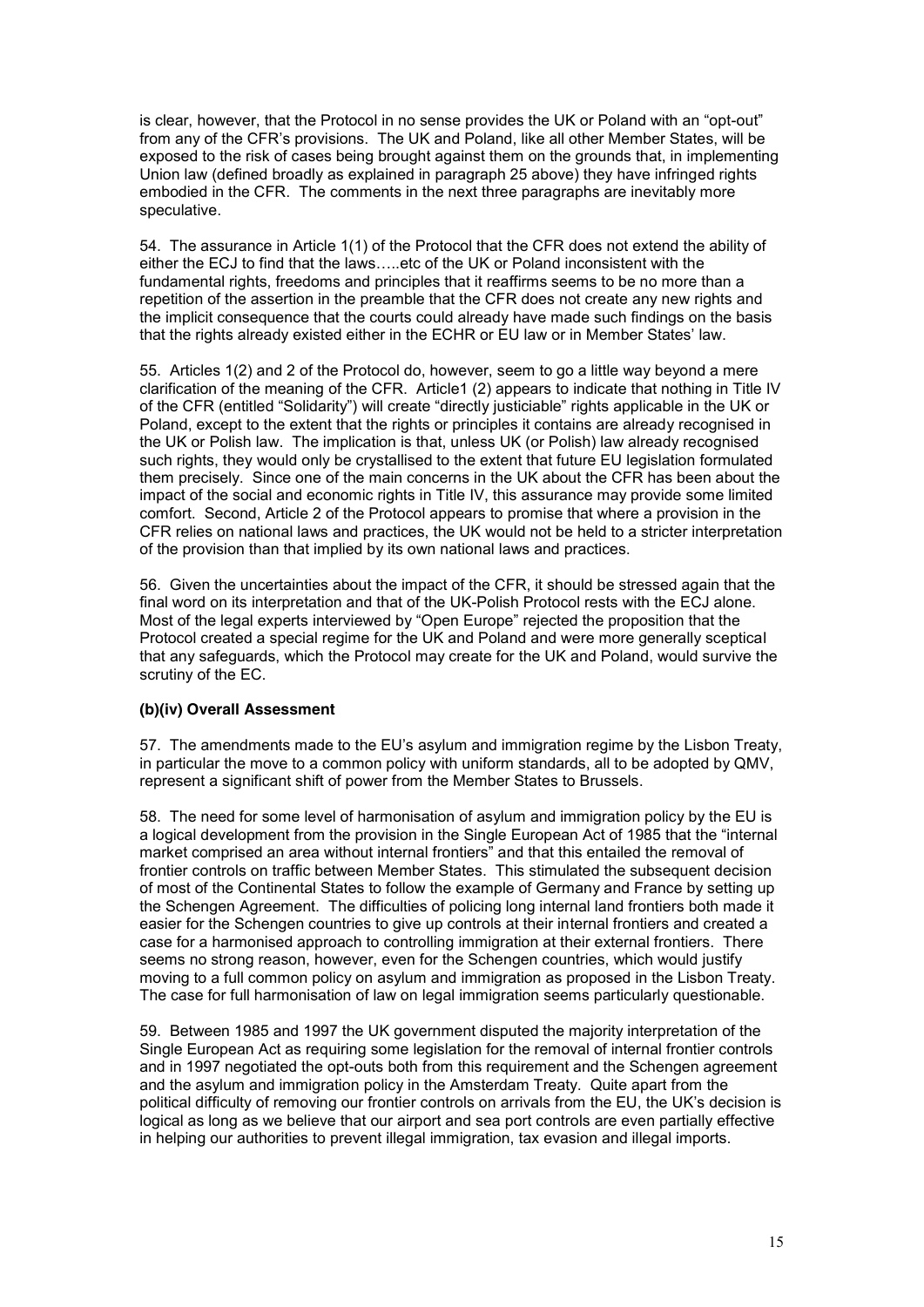is clear, however, that the Protocol in no sense provides the UK or Poland with an "opt-out" from any of the CFR's provisions. The UK and Poland, like all other Member States, will be exposed to the risk of cases being brought against them on the grounds that, in implementing Union law (defined broadly as explained in paragraph 25 above) they have infringed rights embodied in the CFR. The comments in the next three paragraphs are inevitably more speculative.

54. The assurance in Article 1(1) of the Protocol that the CFR does not extend the ability of either the ECJ to find that the laws…..etc of the UK or Poland inconsistent with the fundamental rights, freedoms and principles that it reaffirms seems to be no more than a repetition of the assertion in the preamble that the CFR does not create any new rights and the implicit consequence that the courts could already have made such findings on the basis that the rights already existed either in the ECHR or EU law or in Member States' law.

55. Articles 1(2) and 2 of the Protocol do, however, seem to go a little way beyond a mere clarification of the meaning of the CFR. Article1 (2) appears to indicate that nothing in Title IV of the CFR (entitled "Solidarity") will create "directly justiciable" rights applicable in the UK or Poland, except to the extent that the rights or principles it contains are already recognised in the UK or Polish law. The implication is that, unless UK (or Polish) law already recognised such rights, they would only be crystallised to the extent that future EU legislation formulated them precisely. Since one of the main concerns in the UK about the CFR has been about the impact of the social and economic rights in Title IV, this assurance may provide some limited comfort. Second, Article 2 of the Protocol appears to promise that where a provision in the CFR relies on national laws and practices, the UK would not be held to a stricter interpretation of the provision than that implied by its own national laws and practices.

56. Given the uncertainties about the impact of the CFR, it should be stressed again that the final word on its interpretation and that of the UK-Polish Protocol rests with the ECJ alone. Most of the legal experts interviewed by "Open Europe" rejected the proposition that the Protocol created a special regime for the UK and Poland and were more generally sceptical that any safeguards, which the Protocol may create for the UK and Poland, would survive the scrutiny of the EC.

**(b)(iv) Overall Assessment**

57. The amendments made to the EU's asylum and immigration regime by the Lisbon Treaty, in particular the move to a common policy with uniform standards, all to be adopted by QMV, represent a significant shift of power from the Member States to Brussels.

58. The need for some level of harmonisation of asylum and immigration policy by the EU is a logical development from the provision in the Single European Act of 1985 that the "internal market comprised an area without internal frontiers" and that this entailed the removal of frontier controls on traffic between Member States. This stimulated the subsequent decision of most of the Continental States to follow the example of Germany and France by setting up the Schengen Agreement. The difficulties of policing long internal land frontiers both made it easier for the Schengen countries to give up controls at their internal frontiers and created a case for a harmonised approach to controlling immigration at their external frontiers. There seems no strong reason, however, even for the Schengen countries, which would justify moving to a full common policy on asylum and immigration as proposed in the Lisbon Treaty. The case for full harmonisation of law on legal immigration seems particularly questionable.

59. Between 1985 and 1997 the UK government disputed the majority interpretation of the Single European Act as requiring some legislation for the removal of internal frontier controls and in 1997 negotiated the opt-outs both from this requirement and the Schengen agreement and the asylum and immigration policy in the Amsterdam Treaty. Quite apart from the political difficulty of removing our frontier controls on arrivals from the EU, the UK's decision is logical as long as we believe that our airport and sea port controls are even partially effective in helping our authorities to prevent illegal immigration, tax evasion and illegal imports.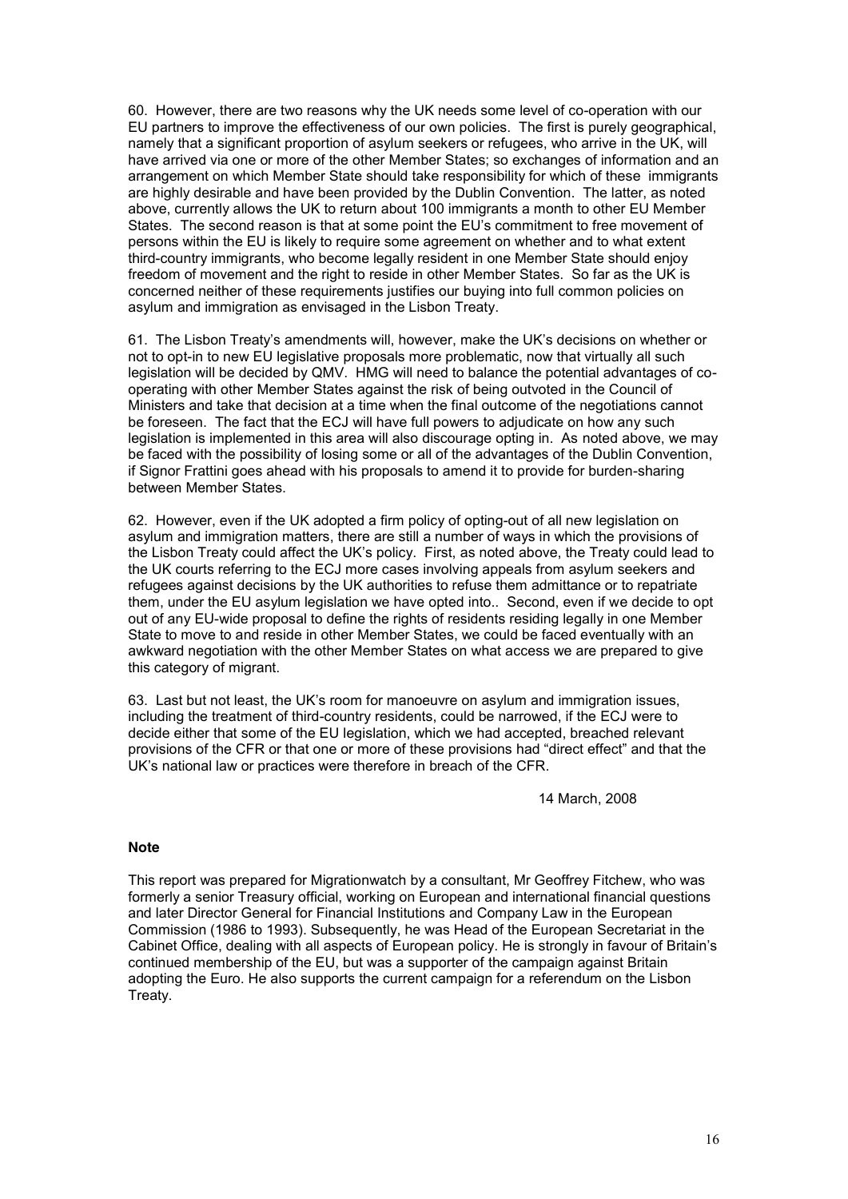60. However, there are two reasons why the UK needs some level of co-operation with our EU partners to improve the effectiveness of our own policies. The first is purely geographical, namely that a significant proportion of asylum seekers or refugees, who arrive in the UK, will have arrived via one or more of the other Member States; so exchanges of information and an arrangement on which Member State should take responsibility for which of these immigrants are highly desirable and have been provided by the Dublin Convention. The latter, as noted above, currently allows the UK to return about 100 immigrants a month to other EU Member States. The second reason is that at some point the EU's commitment to free movement of persons within the EU is likely to require some agreement on whether and to what extent third-country immigrants, who become legally resident in one Member State should enjoy freedom of movement and the right to reside in other Member States. So far as the UK is concerned neither of these requirements justifies our buying into full common policies on asylum and immigration as envisaged in the Lisbon Treaty.

61. The Lisbon Treaty's amendments will, however, make the UK's decisions on whether or not to opt-in to new EU legislative proposals more problematic, now that virtually all such legislation will be decided by QMV. HMG will need to balance the potential advantages of co-operating with other Member States against the risk of being outvoted in the Council of Ministers and take that decision at a time when the final outcome of the negotiations cannot be foreseen. The fact that the ECJ will have full powers to adjudicate on how any such legislation is implemented in this area will also discourage opting in. As noted above, we may be faced with the possibility of losing some or all of the advantages of the Dublin Convention, if Signor Frattini goes ahead with his proposals to amend it to provide for burden-sharing between Member States.

62. However, even if the UK adopted a firm policy of opting-out of all new legislation on asylum and immigration matters, there are still a number of ways in which the provisions of the Lisbon Treaty could affect the UK's policy. First, as noted above, the Treaty could lead to the UK courts referring to the ECJ more cases involving appeals from asylum seekers and refugees against decisions by the UK authorities to refuse them admittance or to repatriate them, under the EU asylum legislation we have opted into.. Second, even if we decide to opt out of any EU-wide proposal to define the rights of residents residing legally in one Member State to move to and reside in other Member States, we could be faced eventually with an awkward negotiation with the other Member States on what access we are prepared to give this category of migrant.

63. Last but not least, the UK's room for manoeuvre on asylum and immigration issues, including the treatment of third-country residents, could be narrowed, if the ECJ were to decide either that some of the EU legislation, which we had accepted, breached relevant provisions of the CFR or that one or more of these provisions had "direct effect" and that the UK's national law or practices were therefore in breach of the CFR.

14 March, 2008

**Note**

This report was prepared for Migrationwatch by a consultant, Mr Geoffrey Fitchew, who was formerly a senior Treasury official, working on European and international financial questions and later Director General for Financial Institutions and Company Law in the European Commission (1986 to 1993). Subsequently, he was Head of the European Secretariat in the Cabinet Office, dealing with all aspects of European policy. He is strongly in favour of Britain's continued membership of the EU, but was a supporter of the campaign against Britain adopting the Euro. He also supports the current campaign for a referendum on the Lisbon Treaty.